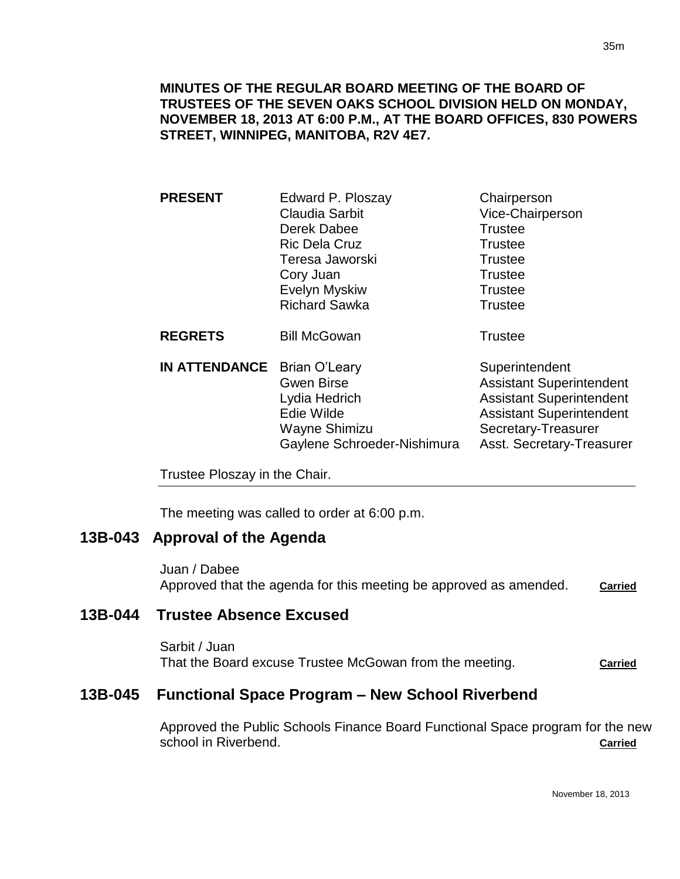**MINUTES OF THE REGULAR BOARD MEETING OF THE BOARD OF TRUSTEES OF THE SEVEN OAKS SCHOOL DIVISION HELD ON MONDAY, NOVEMBER 18, 2013 AT 6:00 P.M., AT THE BOARD OFFICES, 830 POWERS STREET, WINNIPEG, MANITOBA, R2V 4E7.**

| | | |
|---|---|---|
| **PRESENT** | Edward P. Ploszay | Chairperson |
| | Claudia Sarbit | Vice-Chairperson |
| | Derek Dabee | Trustee |
| | Ric Dela Cruz | Trustee |
| | Teresa Jaworski | Trustee |
| | Cory Juan | Trustee |
| | Evelyn Myskiw | Trustee |
| | Richard Sawka | Trustee |
| **REGRETS** | Bill McGowan | Trustee |
| **IN ATTENDANCE** | Brian O'Leary | Superintendent |
| | Gwen Birse | Assistant Superintendent |
| | Lydia Hedrich | Assistant Superintendent |
| | Edie Wilde | Assistant Superintendent |
| | Wayne Shimizu | Secretary-Treasurer |
| | Gaylene Schroeder-Nishimura | Asst. Secretary-Treasurer |

Trustee Ploszay in the Chair.

The meeting was called to order at 6:00 p.m.

## 13B-043 Approval of the Agenda

Juan / Dabee
Approved that the agenda for this meeting be approved as amended. **Carried**

## 13B-044 Trustee Absence Excused

Sarbit / Juan
That the Board excuse Trustee McGowan from the meeting. **Carried**

## 13B-045 Functional Space Program – New School Riverbend

Approved the Public Schools Finance Board Functional Space program for the new school in Riverbend. **Carried**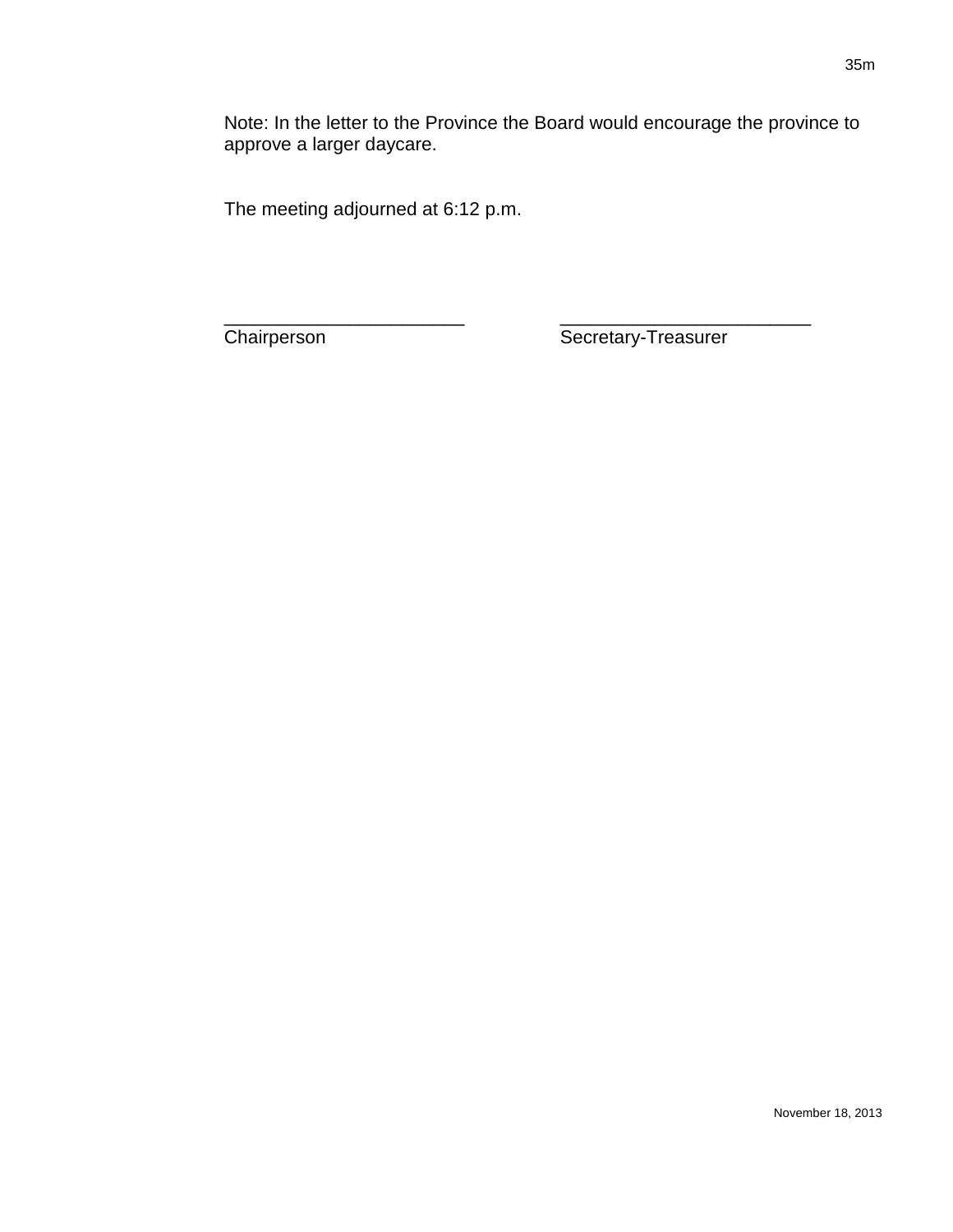Note: In the letter to the Province the Board would encourage the province to approve a larger daycare.

The meeting adjourned at 6:12 p.m.

_______________________ _______________________
Chairperson Secretary-Treasurer